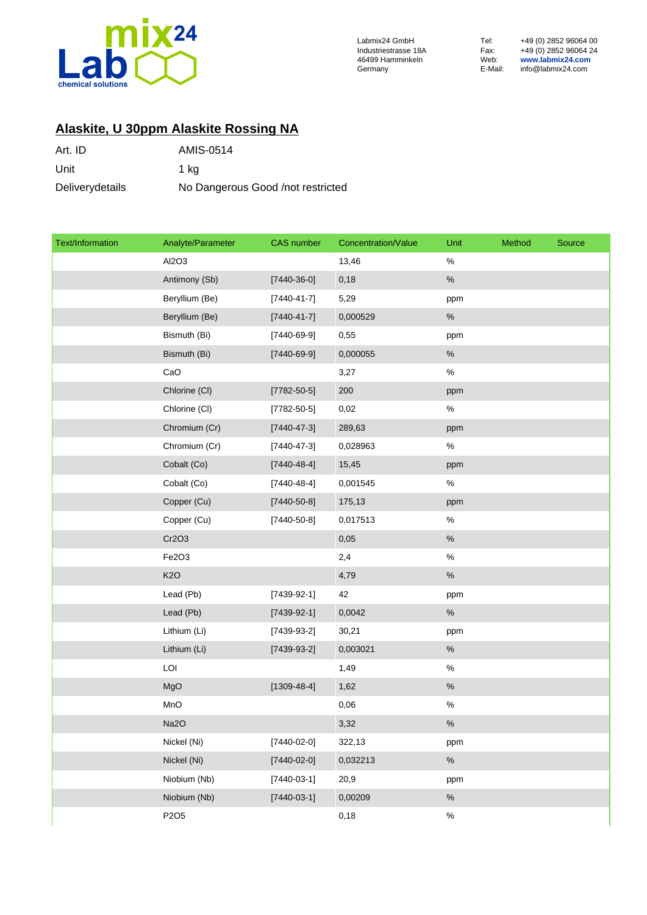Labmix24 GmbH
Industriestrasse 18A
46499 Hamminkeln
Germany

Tel: +49 (0) 2852 96064 00
Fax: +49 (0) 2852 96064 24
Web: www.labmix24.com
E-Mail: info@labmix24.com

## Alaskite, U 30ppm Alaskite Rossing NA

| | |
|---|---|
| Art. ID | AMIS-0514 |
| Unit | 1 kg |
| Deliverydetails | No Dangerous Good /not restricted |

| Text/Information | Analyte/Parameter | CAS number | Concentration/Value | Unit | Method | Source |
|---|---|---|---|---|---|---|
| | $Al_2O_3$ | | 13,46 | % | | |
| | Antimony (Sb) | [7440-36-0] | 0,18 | % | | |
| | Beryllium (Be) | [7440-41-7] | 5,29 | ppm | | |
| | Beryllium (Be) | [7440-41-7] | 0,000529 | % | | |
| | Bismuth (Bi) | [7440-69-9] | 0,55 | ppm | | |
| | Bismuth (Bi) | [7440-69-9] | 0,000055 | % | | |
| | CaO | | 3,27 | % | | |
| | Chlorine (Cl) | [7782-50-5] | 200 | ppm | | |
| | Chlorine (Cl) | [7782-50-5] | 0,02 | % | | |
| | Chromium (Cr) | [7440-47-3] | 289,63 | ppm | | |
| | Chromium (Cr) | [7440-47-3] | 0,028963 | % | | |
| | Cobalt (Co) | [7440-48-4] | 15,45 | ppm | | |
| | Cobalt (Co) | [7440-48-4] | 0,001545 | % | | |
| | Copper (Cu) | [7440-50-8] | 175,13 | ppm | | |
| | Copper (Cu) | [7440-50-8] | 0,017513 | % | | |
| | $Cr_2O_3$ | | 0,05 | % | | |
| | $Fe_2O_3$ | | 2,4 | % | | |
| | $K_2O$ | | 4,79 | % | | |
| | Lead (Pb) | [7439-92-1] | 42 | ppm | | |
| | Lead (Pb) | [7439-92-1] | 0,0042 | % | | |
| | Lithium (Li) | [7439-93-2] | 30,21 | ppm | | |
| | Lithium (Li) | [7439-93-2] | 0,003021 | % | | |
| | LOI | | 1,49 | % | | |
| | MgO | [1309-48-4] | 1,62 | % | | |
| | MnO | | 0,06 | % | | |
| | $Na_2O$ | | 3,32 | % | | |
| | Nickel (Ni) | [7440-02-0] | 322,13 | ppm | | |
| | Nickel (Ni) | [7440-02-0] | 0,032213 | % | | |
| | Niobium (Nb) | [7440-03-1] | 20,9 | ppm | | |
| | Niobium (Nb) | [7440-03-1] | 0,00209 | % | | |
| | $P_2O_5$ | | 0,18 | % | | |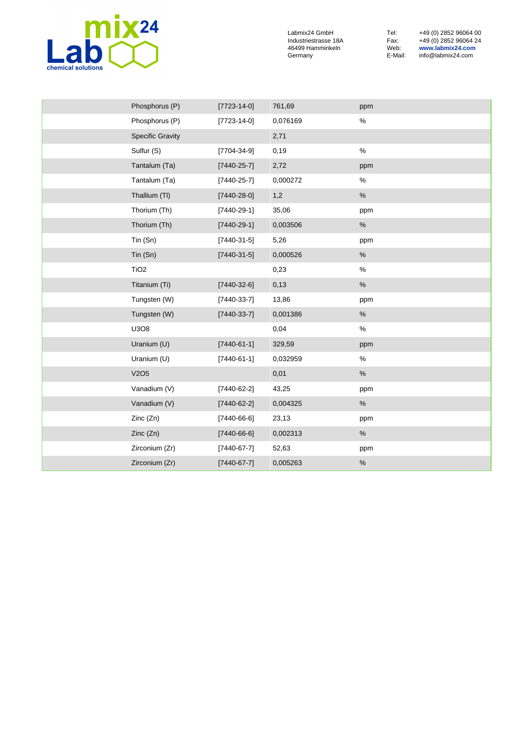| | | | |
|---|---|---|---|
| Phosphorus (P) | [7723-14-0] | 761,69 | ppm |
| Phosphorus (P) | [7723-14-0] | 0,076169 | % |
| Specific Gravity | | 2,71 | |
| Sulfur (S) | [7704-34-9] | 0,19 | % |
| Tantalum (Ta) | [7440-25-7] | 2,72 | ppm |
| Tantalum (Ta) | [7440-25-7] | 0,000272 | % |
| Thallium (Tl) | [7440-28-0] | 1,2 | % |
| Thorium (Th) | [7440-29-1] | 35,06 | ppm |
| Thorium (Th) | [7440-29-1] | 0,003506 | % |
| Tin (Sn) | [7440-31-5] | 5,26 | ppm |
| Tin (Sn) | [7440-31-5] | 0,000526 | % |
| $TiO_2$ | | 0,23 | % |
| Titanium (Ti) | [7440-32-6] | 0,13 | % |
| Tungsten (W) | [7440-33-7] | 13,86 | ppm |
| Tungsten (W) | [7440-33-7] | 0,001386 | % |
| $U_3O_8$ | | 0,04 | % |
| Uranium (U) | [7440-61-1] | 329,59 | ppm |
| Uranium (U) | [7440-61-1] | 0,032959 | % |
| $V_2O_5$ | | 0,01 | % |
| Vanadium (V) | [7440-62-2] | 43,25 | ppm |
| Vanadium (V) | [7440-62-2] | 0,004325 | % |
| Zinc (Zn) | [7440-66-6] | 23,13 | ppm |
| Zinc (Zn) | [7440-66-6] | 0,002313 | % |
| Zirconium (Zr) | [7440-67-7] | 52,63 | ppm |
| Zirconium (Zr) | [7440-67-7] | 0,005263 | % |